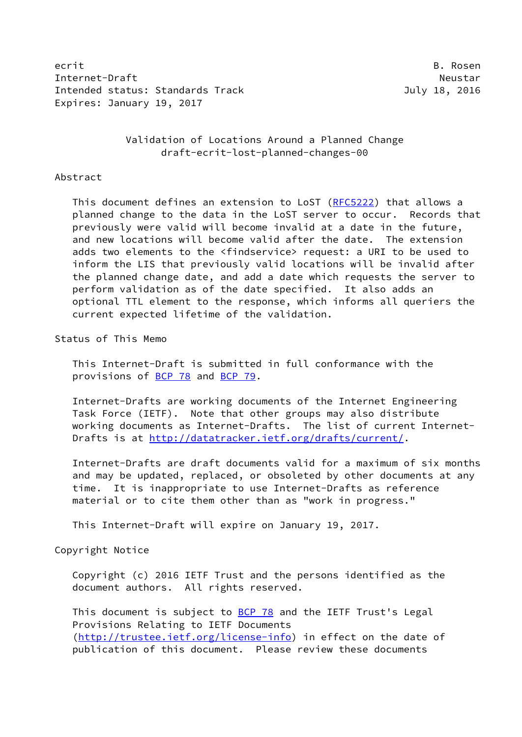ecrit B. Rosen
Internet-Draft Neustar
Intended status: Standards Track July 18, 2016
Expires: January 19, 2017

# Validation of Locations Around a Planned Change
draft-ecrit-lost-planned-changes-00

## Abstract

This document defines an extension to LoST (RFC5222) that allows a planned change to the data in the LoST server to occur. Records that previously were valid will become invalid at a date in the future, and new locations will become valid after the date. The extension adds two elements to the <findservice> request: a URI to be used to inform the LIS that previously valid locations will be invalid after the planned change date, and add a date which requests the server to perform validation as of the date specified. It also adds an optional TTL element to the response, which informs all queriers the current expected lifetime of the validation.

## Status of This Memo

This Internet-Draft is submitted in full conformance with the provisions of BCP 78 and BCP 79.

Internet-Drafts are working documents of the Internet Engineering Task Force (IETF). Note that other groups may also distribute working documents as Internet-Drafts. The list of current Internet-Drafts is at http://datatracker.ietf.org/drafts/current/.

Internet-Drafts are draft documents valid for a maximum of six months and may be updated, replaced, or obsoleted by other documents at any time. It is inappropriate to use Internet-Drafts as reference material or to cite them other than as "work in progress."

This Internet-Draft will expire on January 19, 2017.

## Copyright Notice

Copyright (c) 2016 IETF Trust and the persons identified as the document authors. All rights reserved.

This document is subject to BCP 78 and the IETF Trust's Legal Provisions Relating to IETF Documents (http://trustee.ietf.org/license-info) in effect on the date of publication of this document. Please review these documents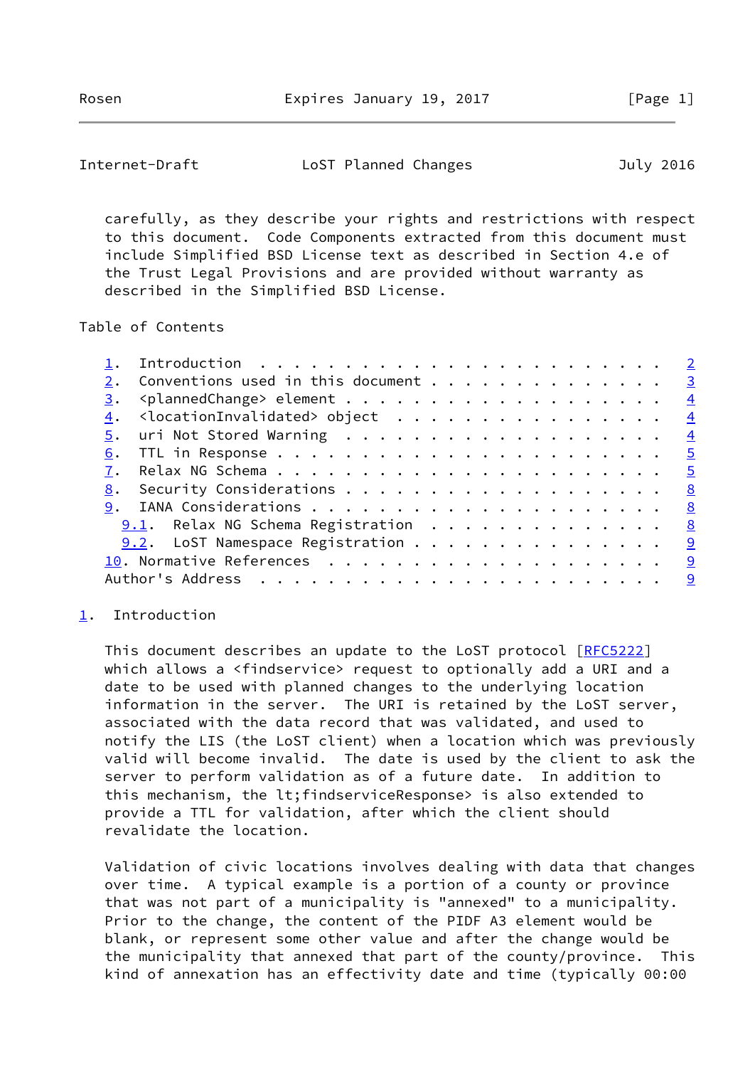carefully, as they describe your rights and restrictions with respect to this document. Code Components extracted from this document must include Simplified BSD License text as described in Section 4.e of the Trust Legal Provisions and are provided without warranty as described in the Simplified BSD License.

## Table of Contents

- 1. Introduction . . . . . . . . . . . . . . . . . . . . . . . . 2
- 2. Conventions used in this document . . . . . . . . . . . . . . 3
- 3. <plannedChange> element . . . . . . . . . . . . . . . . . . . 4
- 4. <locationInvalidated> object . . . . . . . . . . . . . . . . . 4
- 5. uri Not Stored Warning . . . . . . . . . . . . . . . . . . . . 4
- 6. TTL in Response . . . . . . . . . . . . . . . . . . . . . . . 5
- 7. Relax NG Schema . . . . . . . . . . . . . . . . . . . . . . . 5
- 8. Security Considerations . . . . . . . . . . . . . . . . . . . 8
- 9. IANA Considerations . . . . . . . . . . . . . . . . . . . . . 8
  - 9.1. Relax NG Schema Registration . . . . . . . . . . . . . . 8
  - 9.2. LoST Namespace Registration . . . . . . . . . . . . . . . 9
- 10. Normative References . . . . . . . . . . . . . . . . . . . . 9
- Author's Address . . . . . . . . . . . . . . . . . . . . . . . . 9

## 1. Introduction

This document describes an update to the LoST protocol [RFC5222] which allows a <findservice> request to optionally add a URI and a date to be used with planned changes to the underlying location information in the server. The URI is retained by the LoST server, associated with the data record that was validated, and used to notify the LIS (the LoST client) when a location which was previously valid will become invalid. The date is used by the client to ask the server to perform validation as of a future date. In addition to this mechanism, the lt;findserviceResponse> is also extended to provide a TTL for validation, after which the client should revalidate the location.

Validation of civic locations involves dealing with data that changes over time. A typical example is a portion of a county or province that was not part of a municipality is "annexed" to a municipality. Prior to the change, the content of the PIDF A3 element would be blank, or represent some other value and after the change would be the municipality that annexed that part of the county/province. This kind of annexation has an effectivity date and time (typically 00:00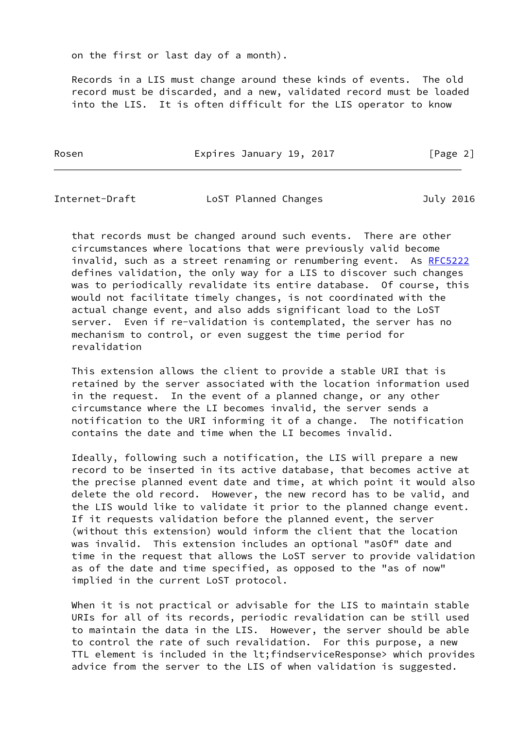on the first or last day of a month).

Records in a LIS must change around these kinds of events. The old record must be discarded, and a new, validated record must be loaded into the LIS. It is often difficult for the LIS operator to know that records must be changed around such events. There are other circumstances where locations that were previously valid become invalid, such as a street renaming or renumbering event. As RFC5222 defines validation, the only way for a LIS to discover such changes was to periodically revalidate its entire database. Of course, this would not facilitate timely changes, is not coordinated with the actual change event, and also adds significant load to the LoST server. Even if re-validation is contemplated, the server has no mechanism to control, or even suggest the time period for revalidation

This extension allows the client to provide a stable URI that is retained by the server associated with the location information used in the request. In the event of a planned change, or any other circumstance where the LI becomes invalid, the server sends a notification to the URI informing it of a change. The notification contains the date and time when the LI becomes invalid.

Ideally, following such a notification, the LIS will prepare a new record to be inserted in its active database, that becomes active at the precise planned event date and time, at which point it would also delete the old record. However, the new record has to be valid, and the LIS would like to validate it prior to the planned change event. If it requests validation before the planned event, the server (without this extension) would inform the client that the location was invalid. This extension includes an optional "asOf" date and time in the request that allows the LoST server to provide validation as of the date and time specified, as opposed to the "as of now" implied in the current LoST protocol.

When it is not practical or advisable for the LIS to maintain stable URIs for all of its records, periodic revalidation can be still used to maintain the data in the LIS. However, the server should be able to control the rate of such revalidation. For this purpose, a new TTL element is included in the lt;findserviceResponse> which provides advice from the server to the LIS of when validation is suggested.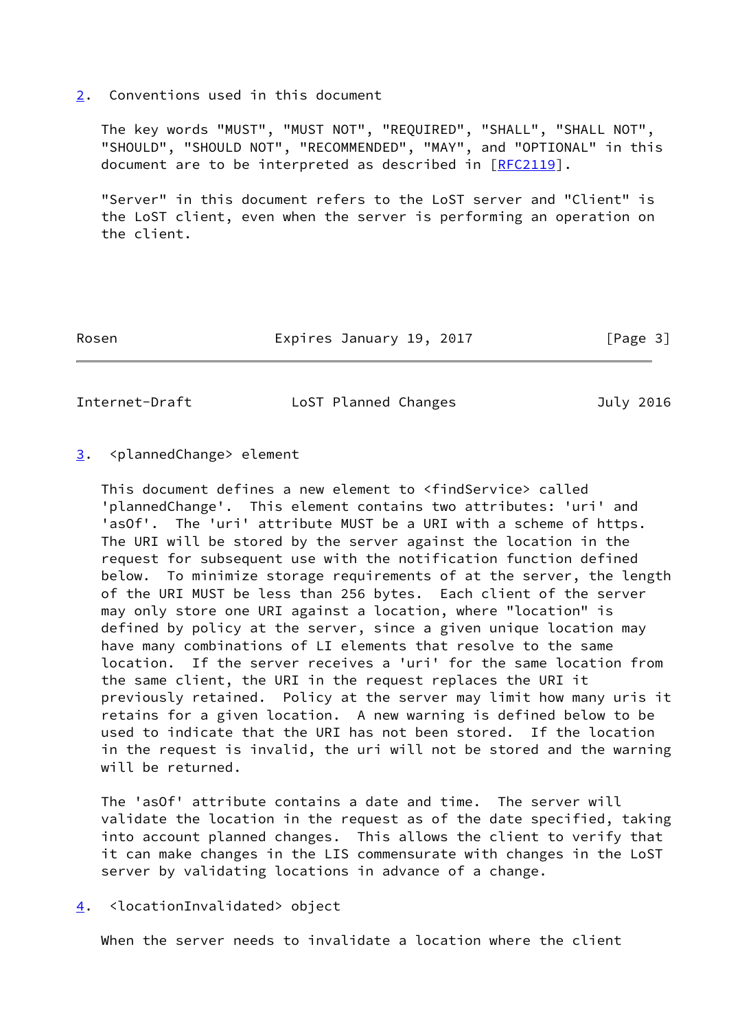## 2. Conventions used in this document

The key words "MUST", "MUST NOT", "REQUIRED", "SHALL", "SHALL NOT", "SHOULD", "SHOULD NOT", "RECOMMENDED", "MAY", and "OPTIONAL" in this document are to be interpreted as described in [RFC2119].

"Server" in this document refers to the LoST server and "Client" is the LoST client, even when the server is performing an operation on the client.

## 3. <plannedChange> element

This document defines a new element to <findService> called 'plannedChange'. This element contains two attributes: 'uri' and 'asOf'. The 'uri' attribute MUST be a URI with a scheme of https. The URI will be stored by the server against the location in the request for subsequent use with the notification function defined below. To minimize storage requirements of at the server, the length of the URI MUST be less than 256 bytes. Each client of the server may only store one URI against a location, where "location" is defined by policy at the server, since a given unique location may have many combinations of LI elements that resolve to the same location. If the server receives a 'uri' for the same location from the same client, the URI in the request replaces the URI it previously retained. Policy at the server may limit how many uris it retains for a given location. A new warning is defined below to be used to indicate that the URI has not been stored. If the location in the request is invalid, the uri will not be stored and the warning will be returned.

The 'asOf' attribute contains a date and time. The server will validate the location in the request as of the date specified, taking into account planned changes. This allows the client to verify that it can make changes in the LIS commensurate with changes in the LoST server by validating locations in advance of a change.

## 4. <locationInvalidated> object

When the server needs to invalidate a location where the client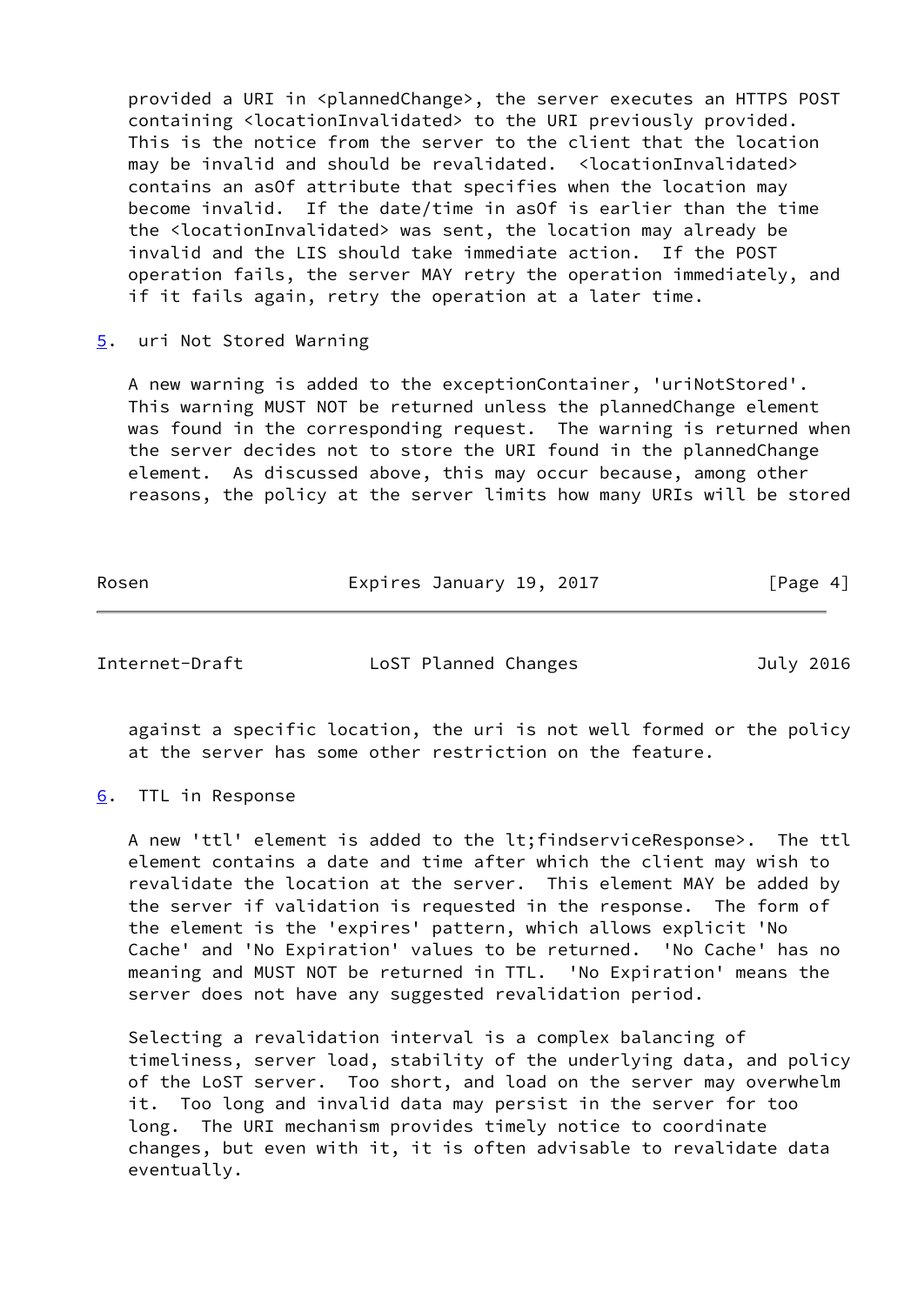provided a URI in <plannedChange>, the server executes an HTTPS POST containing <locationInvalidated> to the URI previously provided. This is the notice from the server to the client that the location may be invalid and should be revalidated. <locationInvalidated> contains an asOf attribute that specifies when the location may become invalid. If the date/time in asOf is earlier than the time the <locationInvalidated> was sent, the location may already be invalid and the LIS should take immediate action. If the POST operation fails, the server MAY retry the operation immediately, and if it fails again, retry the operation at a later time.

## 5. uri Not Stored Warning

A new warning is added to the exceptionContainer, 'uriNotStored'. This warning MUST NOT be returned unless the plannedChange element was found in the corresponding request. The warning is returned when the server decides not to store the URI found in the plannedChange element. As discussed above, this may occur because, among other reasons, the policy at the server limits how many URIs will be stored against a specific location, the uri is not well formed or the policy at the server has some other restriction on the feature.

## 6. TTL in Response

A new 'ttl' element is added to the lt;findserviceResponse>. The ttl element contains a date and time after which the client may wish to revalidate the location at the server. This element MAY be added by the server if validation is requested in the response. The form of the element is the 'expires' pattern, which allows explicit 'No Cache' and 'No Expiration' values to be returned. 'No Cache' has no meaning and MUST NOT be returned in TTL. 'No Expiration' means the server does not have any suggested revalidation period.

Selecting a revalidation interval is a complex balancing of timeliness, server load, stability of the underlying data, and policy of the LoST server. Too short, and load on the server may overwhelm it. Too long and invalid data may persist in the server for too long. The URI mechanism provides timely notice to coordinate changes, but even with it, it is often advisable to revalidate data eventually.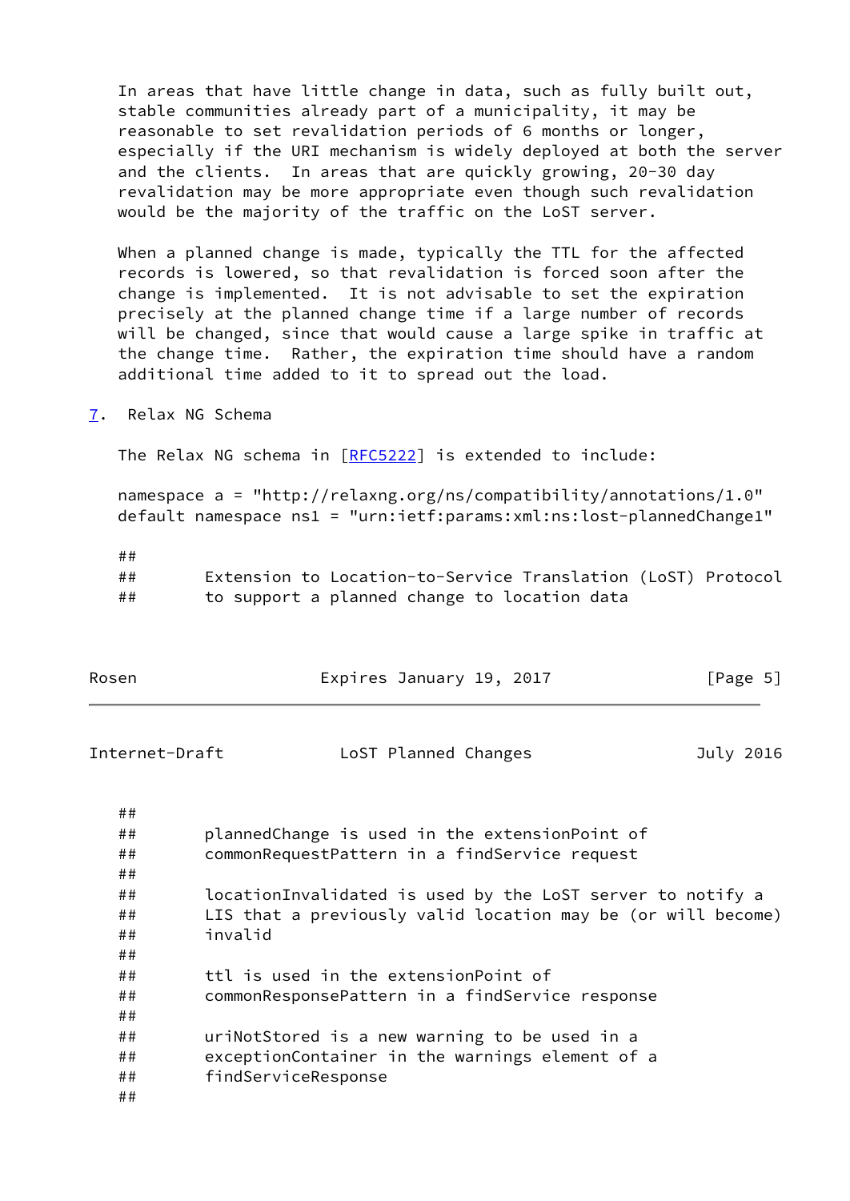In areas that have little change in data, such as fully built out, stable communities already part of a municipality, it may be reasonable to set revalidation periods of 6 months or longer, especially if the URI mechanism is widely deployed at both the server and the clients. In areas that are quickly growing, 20-30 day revalidation may be more appropriate even though such revalidation would be the majority of the traffic on the LoST server.

When a planned change is made, typically the TTL for the affected records is lowered, so that revalidation is forced soon after the change is implemented. It is not advisable to set the expiration precisely at the planned change time if a large number of records will be changed, since that would cause a large spike in traffic at the change time. Rather, the expiration time should have a random additional time added to it to spread out the load.

## 7. Relax NG Schema

The Relax NG schema in [RFC5222] is extended to include:

```
namespace a = "http://relaxng.org/ns/compatibility/annotations/1.0"
default namespace ns1 = "urn:ietf:params:xml:ns:lost-plannedChange1"

##
##       Extension to Location-to-Service Translation (LoST) Protocol
##       to support a planned change to location data

##
##       plannedChange is used in the extensionPoint of
##       commonRequestPattern in a findService request
##
##       locationInvalidated is used by the LoST server to notify a
##       LIS that a previously valid location may be (or will become)
##       invalid
##
##       ttl is used in the extensionPoint of
##       commonResponsePattern in a findService response
##
##       uriNotStored is a new warning to be used in a
##       exceptionContainer in the warnings element of a
##       findServiceResponse
##
```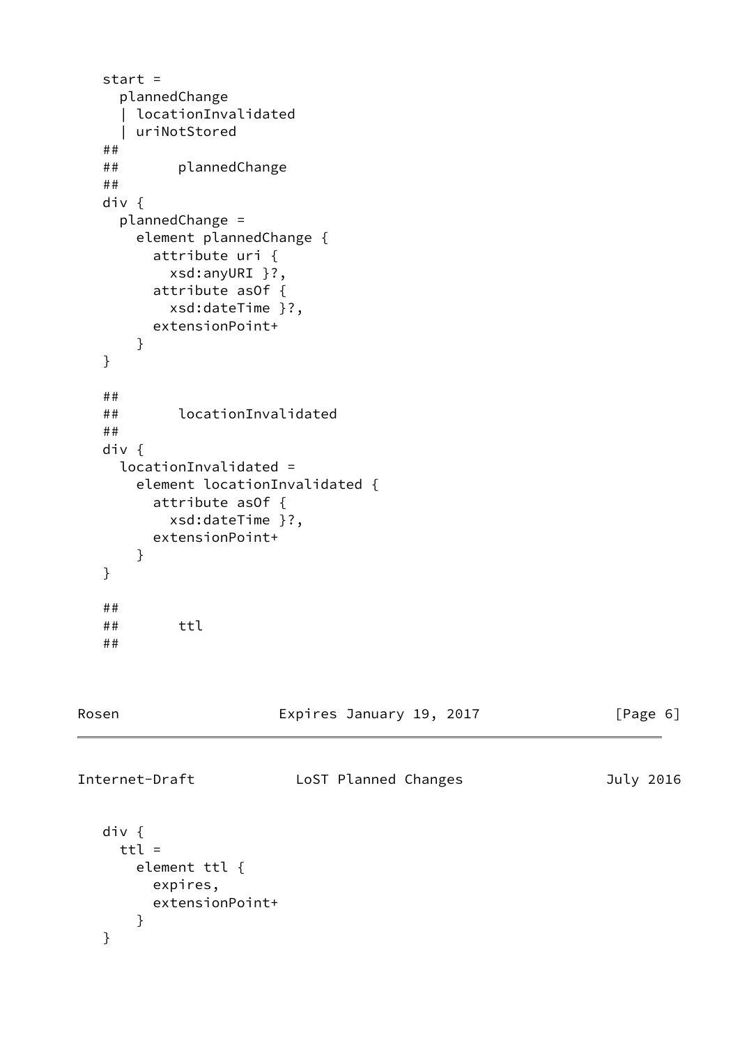```
   start =
     plannedChange
     | locationInvalidated
     | uriNotStored
   ##
   ##       plannedChange
   ##
   div {
     plannedChange =
       element plannedChange {
         attribute uri {
           xsd:anyURI }?,
         attribute asOf {
           xsd:dateTime }?,
         extensionPoint+
       }
   }

   ##
   ##       locationInvalidated
   ##
   div {
     locationInvalidated =
       element locationInvalidated {
         attribute asOf {
           xsd:dateTime }?,
         extensionPoint+
       }
   }

   ##
   ##       ttl
   ##
```

```
   div {
     ttl =
       element ttl {
         expires,
         extensionPoint+
       }
   }
```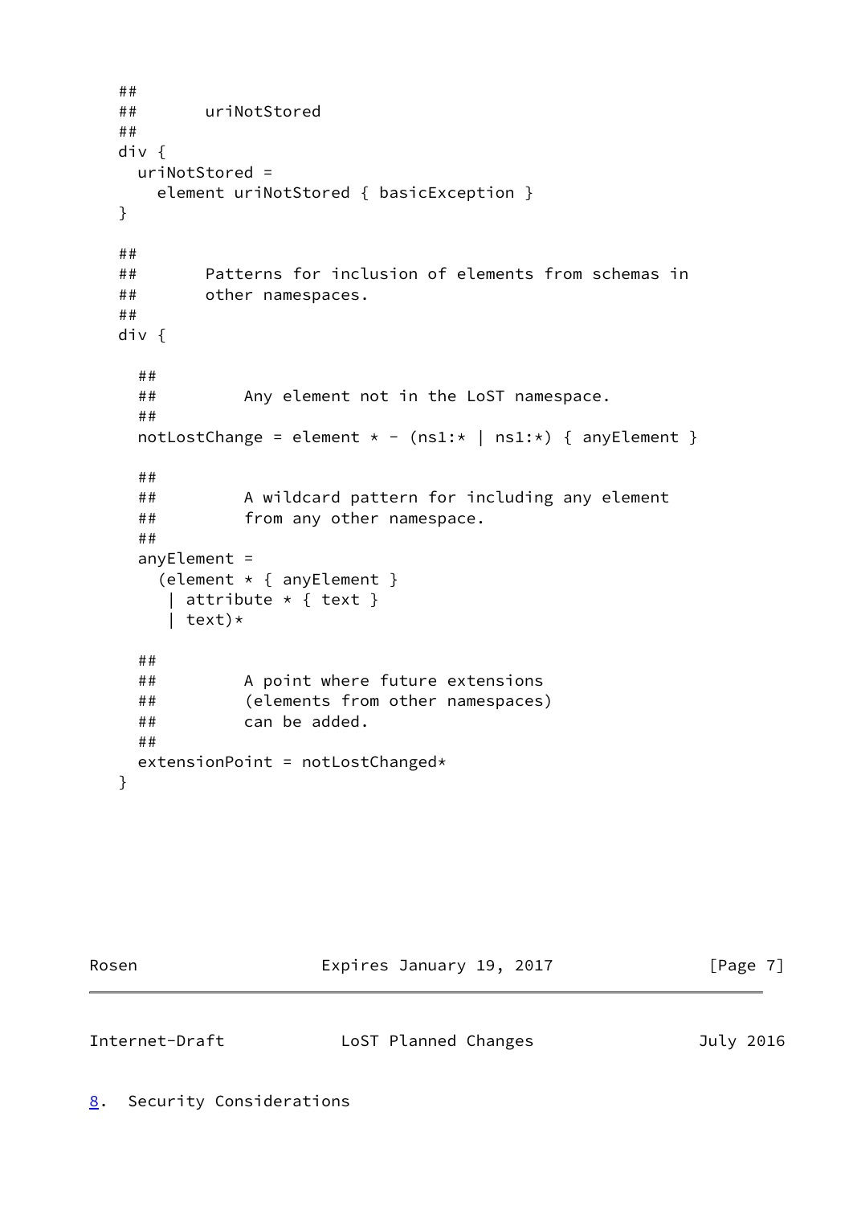```
   ##
   ##       uriNotStored
   ##
   div {
     uriNotStored =
       element uriNotStored { basicException }
   }

   ##
   ##       Patterns for inclusion of elements from schemas in
   ##       other namespaces.
   ##
   div {

     ##
     ##         Any element not in the LoST namespace.
     ##
     notLostChange = element * - (ns1:* | ns1:*) { anyElement }

     ##
     ##         A wildcard pattern for including any element
     ##         from any other namespace.
     ##
     anyElement =
       (element * { anyElement }
        | attribute * { text }
        | text)*

     ##
     ##         A point where future extensions
     ##         (elements from other namespaces)
     ##         can be added.
     ##
     extensionPoint = notLostChanged*
   }
```

## 8. Security Considerations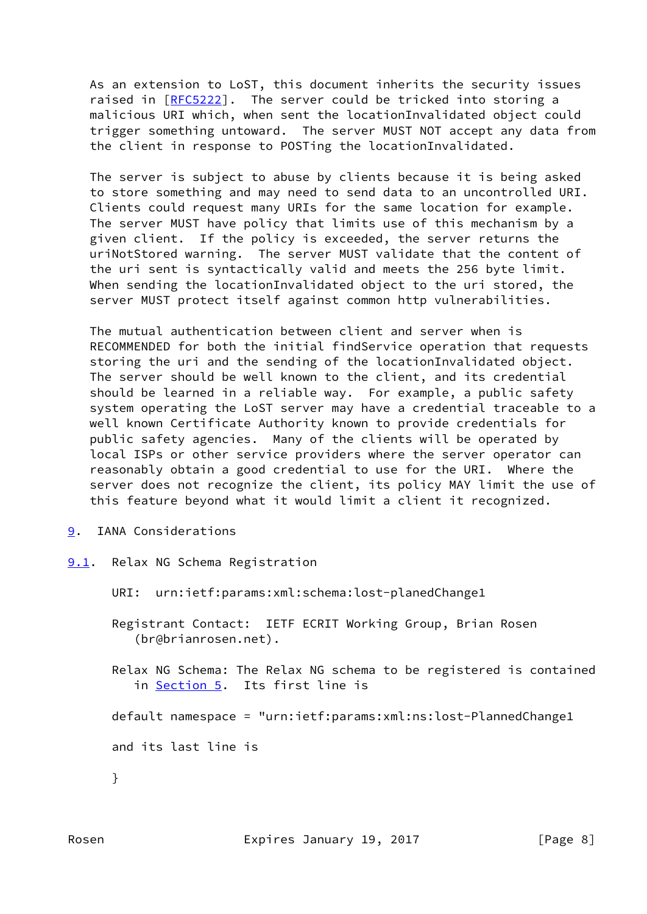As an extension to LoST, this document inherits the security issues raised in [RFC5222]. The server could be tricked into storing a malicious URI which, when sent the locationInvalidated object could trigger something untoward. The server MUST NOT accept any data from the client in response to POSTing the locationInvalidated.

The server is subject to abuse by clients because it is being asked to store something and may need to send data to an uncontrolled URI. Clients could request many URIs for the same location for example. The server MUST have policy that limits use of this mechanism by a given client. If the policy is exceeded, the server returns the uriNotStored warning. The server MUST validate that the content of the uri sent is syntactically valid and meets the 256 byte limit. When sending the locationInvalidated object to the uri stored, the server MUST protect itself against common http vulnerabilities.

The mutual authentication between client and server when is RECOMMENDED for both the initial findService operation that requests storing the uri and the sending of the locationInvalidated object. The server should be well known to the client, and its credential should be learned in a reliable way. For example, a public safety system operating the LoST server may have a credential traceable to a well known Certificate Authority known to provide credentials for public safety agencies. Many of the clients will be operated by local ISPs or other service providers where the server operator can reasonably obtain a good credential to use for the URI. Where the server does not recognize the client, its policy MAY limit the use of this feature beyond what it would limit a client it recognized.

## 9. IANA Considerations

### 9.1. Relax NG Schema Registration

URI: urn:ietf:params:xml:schema:lost-planedChange1

Registrant Contact: IETF ECRIT Working Group, Brian Rosen (br@brianrosen.net).

Relax NG Schema: The Relax NG schema to be registered is contained in Section 5. Its first line is

```
default namespace = "urn:ietf:params:xml:ns:lost-PlannedChange1
```

and its last line is

```
}
```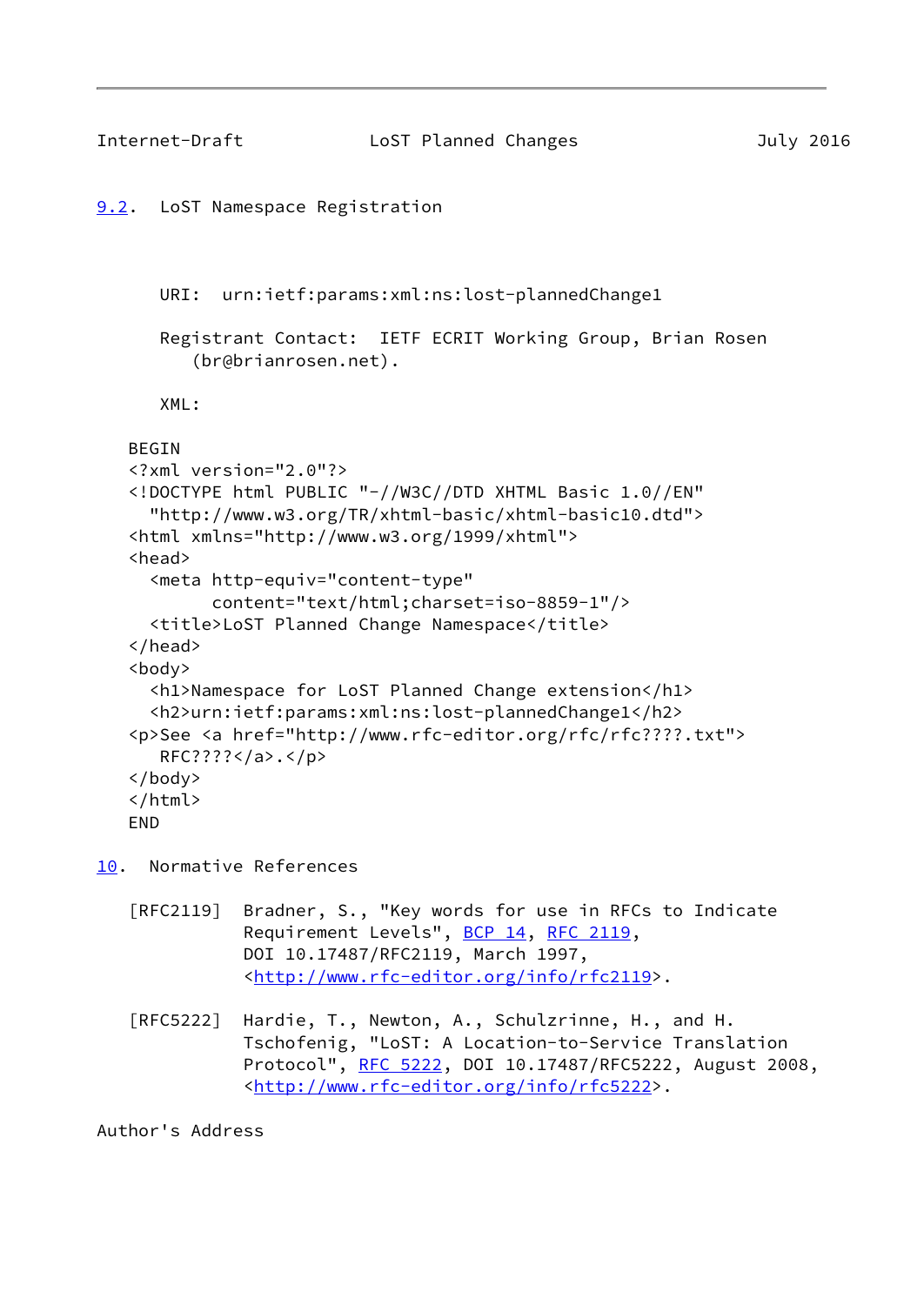### 9.2. LoST Namespace Registration

URI: urn:ietf:params:xml:ns:lost-plannedChange1

Registrant Contact: IETF ECRIT Working Group, Brian Rosen (br@brianrosen.net).

XML:

```
BEGIN
<?xml version="2.0"?>
<!DOCTYPE html PUBLIC "-//W3C//DTD XHTML Basic 1.0//EN"
  "http://www.w3.org/TR/xhtml-basic/xhtml-basic10.dtd">
<html xmlns="http://www.w3.org/1999/xhtml">
<head>
  <meta http-equiv="content-type"
        content="text/html;charset=iso-8859-1"/>
  <title>LoST Planned Change Namespace</title>
</head>
<body>
  <h1>Namespace for LoST Planned Change extension</h1>
  <h2>urn:ietf:params:xml:ns:lost-plannedChange1</h2>
<p>See <a href="http://www.rfc-editor.org/rfc/rfc????.txt">
   RFC????</a>.</p>
</body>
</html>
END
```

## 10. Normative References

[RFC2119] Bradner, S., "Key words for use in RFCs to Indicate Requirement Levels", BCP 14, RFC 2119, DOI 10.17487/RFC2119, March 1997, <http://www.rfc-editor.org/info/rfc2119>.

[RFC5222] Hardie, T., Newton, A., Schulzrinne, H., and H. Tschofenig, "LoST: A Location-to-Service Translation Protocol", RFC 5222, DOI 10.17487/RFC5222, August 2008, <http://www.rfc-editor.org/info/rfc5222>.

Author's Address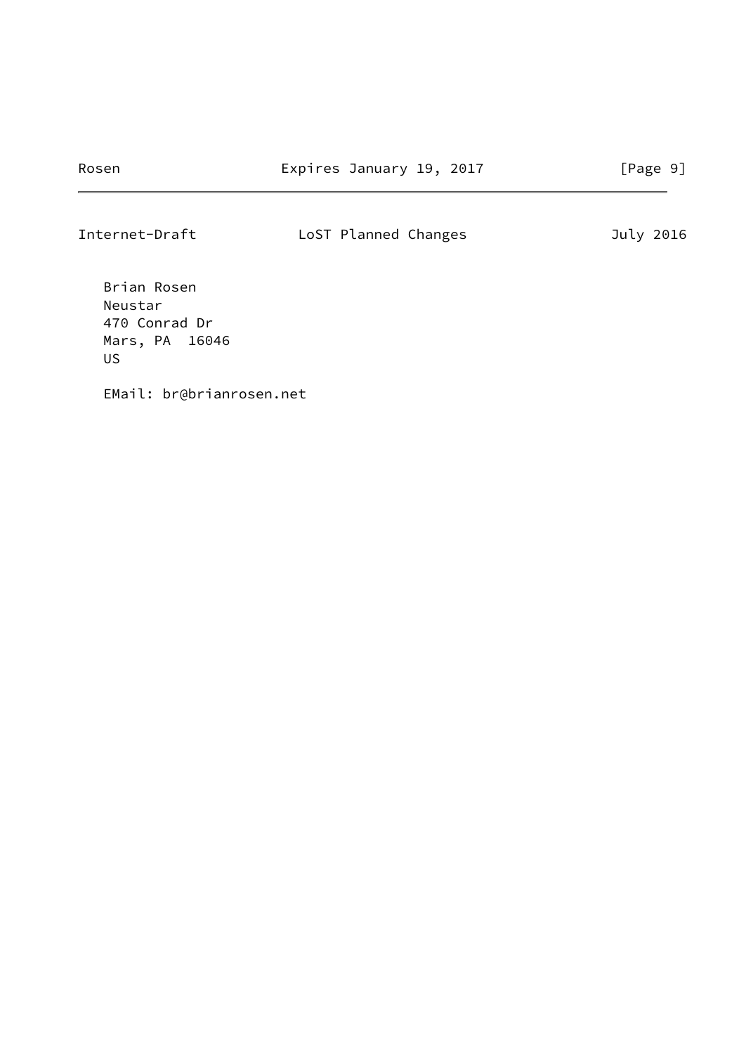Brian Rosen
Neustar
470 Conrad Dr
Mars, PA  16046
US

EMail: br@brianrosen.net